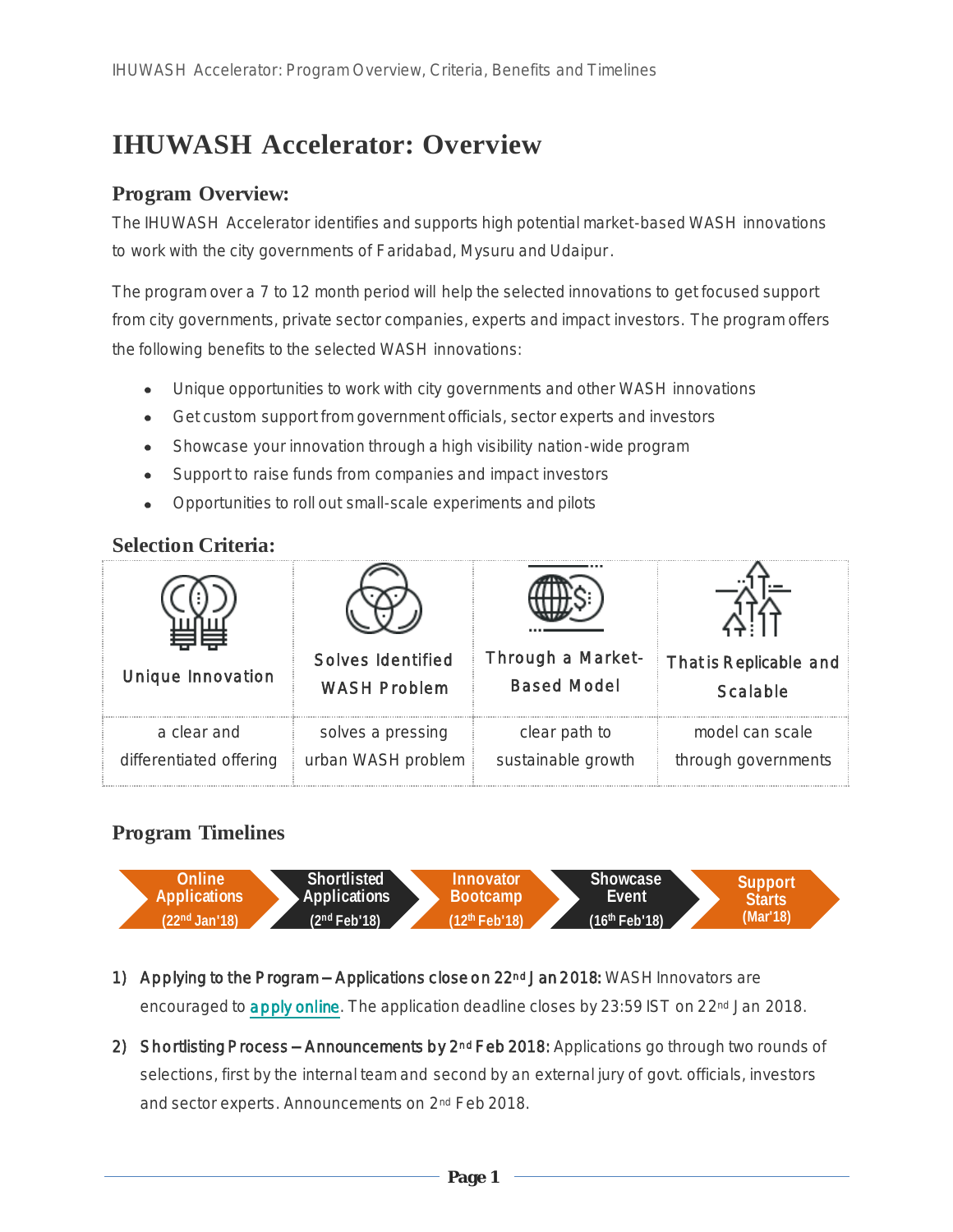# IHUWASH Accelerator: Overview

## Program Overview:

The IHUWASH Accelerator identifies and supports high potential market-based WASH innovations to work with the city governments of Faridabad, Mysuru and Udaipur.

The program over a 7 to 12 month period will help the selected innovations to get focused support from city governments, private sector companies, experts and impact investors. The program offers the following benefits to the selected WASH innovations:

- Unique opportunities to work with city governments and other WASH innovations
- Get custom support from government officials, sector experts and investors
- Showcase your innovation through a high visibility nation-wide program
- Support to raise funds from companies and impact investors
- Opportunities to roll out small-scale experiments and pilots

## Selection Criteria:

| Unique Innovation | Solves Identified WASH Problem | Through a Market-Based Model | That is Replicable and Scalable |
|---|---|---|---|
| a clear and differentiated offering | solves a pressing urban WASH problem | clear path to sustainable growth | model can scale through governments |

## Program Timelines

Online Applications (22nd Jan'18) → Shortlisted Applications (2nd Feb'18) → Innovator Bootcamp (12th Feb'18) → Showcase Event (16th Feb'18) → Support Starts (Mar'18)

1) **Applying to the Program – Applications close on 22nd Jan 2018:** WASH Innovators are encouraged to apply online. The application deadline closes by 23:59 IST on 22nd Jan 2018.

2) **Shortlisting Process – Announcements by 2nd Feb 2018:** Applications go through two rounds of selections, first by the internal team and second by an external jury of govt. officials, investors and sector experts. Announcements on 2nd Feb 2018.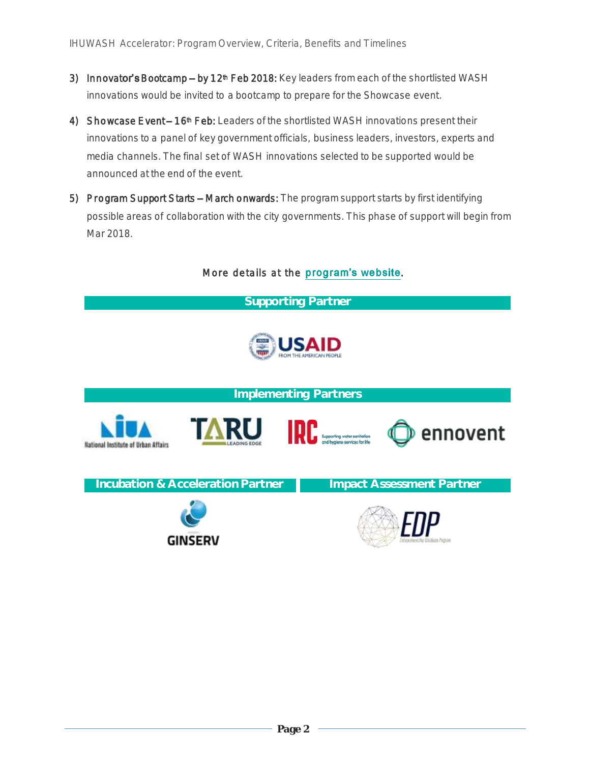3) **Innovator's Bootcamp – by 12th Feb 2018:** Key leaders from each of the shortlisted WASH innovations would be invited to a bootcamp to prepare for the Showcase event.

4) **Showcase Event – 16th Feb:** Leaders of the shortlisted WASH innovations present their innovations to a panel of key government officials, business leaders, investors, experts and media channels. The final set of WASH innovations selected to be supported would be announced at the end of the event.

5) **Program Support Starts – March onwards:** The program support starts by first identifying possible areas of collaboration with the city governments. This phase of support will begin from Mar 2018.

More details at the program's website.

**Supporting Partner**

USAID FROM THE AMERICAN PEOPLE

**Implementing Partners**

NIUA National Institute of Urban Affairs

TARU LEADING EDGE

IRC Supporting water sanitation and hygiene services for life

ennovent

**Incubation & Acceleration Partner**

GINSERV

**Impact Assessment Partner**

EDP